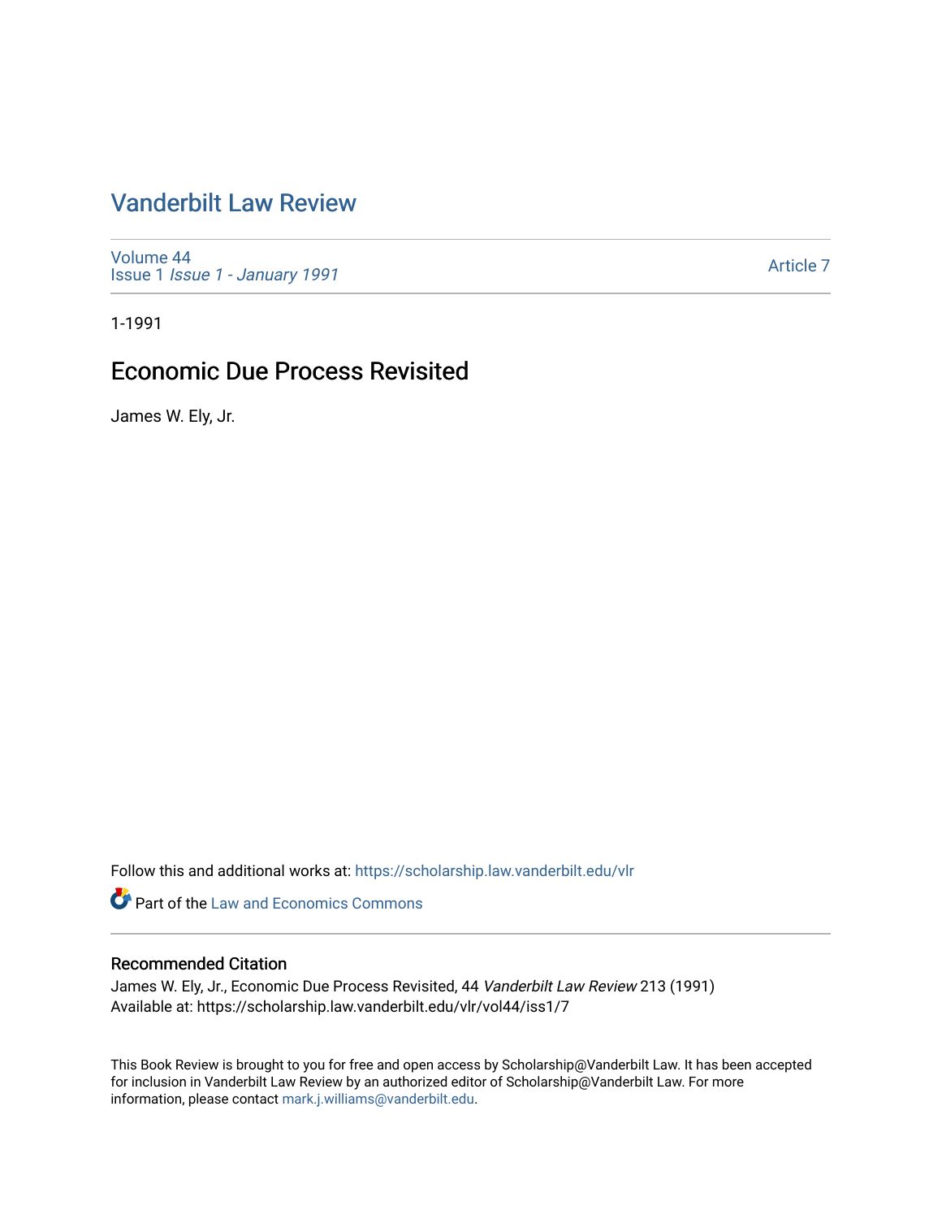# Vanderbilt Law Review

Volume 44
Issue 1 *Issue 1 - January 1991*

Article 7

1-1991

## Economic Due Process Revisited

James W. Ely, Jr.

Follow this and additional works at: https://scholarship.law.vanderbilt.edu/vlr

Part of the Law and Economics Commons

### Recommended Citation

James W. Ely, Jr., Economic Due Process Revisited, 44 *Vanderbilt Law Review* 213 (1991)
Available at: https://scholarship.law.vanderbilt.edu/vlr/vol44/iss1/7

This Book Review is brought to you for free and open access by Scholarship@Vanderbilt Law. It has been accepted for inclusion in Vanderbilt Law Review by an authorized editor of Scholarship@Vanderbilt Law. For more information, please contact mark.j.williams@vanderbilt.edu.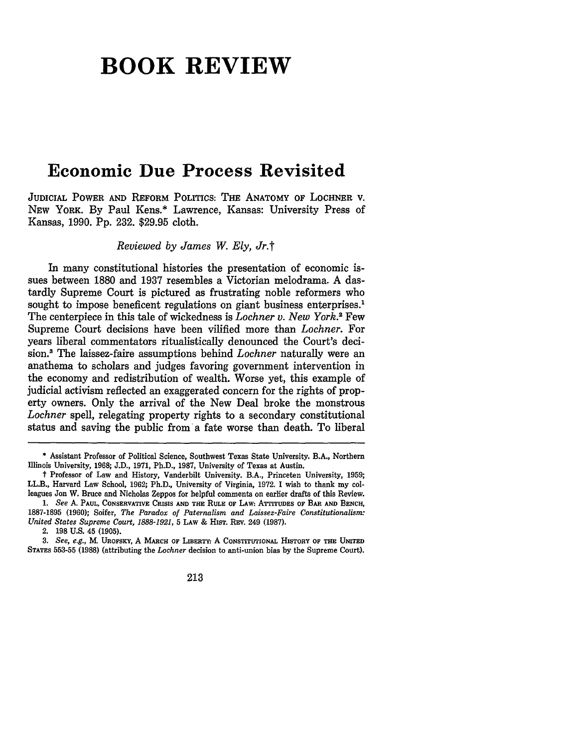# BOOK REVIEW

## Economic Due Process Revisited

JUDICIAL POWER AND REFORM POLITICS: THE ANATOMY OF LOCHNER V. NEW YORK. By Paul Kens.* Lawrence, Kansas: University Press of Kansas, 1990. Pp. 232. $29.95 cloth.

*Reviewed by James W. Ely, Jr.*†

In many constitutional histories the presentation of economic issues between 1880 and 1937 resembles a Victorian melodrama. A dastardly Supreme Court is pictured as frustrating noble reformers who sought to impose beneficent regulations on giant business enterprises.[1] The centerpiece in this tale of wickedness is *Lochner v. New York*.[2] Few Supreme Court decisions have been vilified more than *Lochner*. For years liberal commentators ritualistically denounced the Court's decision.[3] The laissez-faire assumptions behind *Lochner* naturally were an anathema to scholars and judges favoring government intervention in the economy and redistribution of wealth. Worse yet, this example of judicial activism reflected an exaggerated concern for the rights of property owners. Only the arrival of the New Deal broke the monstrous *Lochner* spell, relegating property rights to a secondary constitutional status and saving the public from a fate worse than death. To liberal

---

\* Assistant Professor of Political Science, Southwest Texas State University. B.A., Northern Illinois University, 1968; J.D., 1971, Ph.D., 1987, University of Texas at Austin.

† Professor of Law and History, Vanderbilt University. B.A., Princeton University, 1959; LL.B., Harvard Law School, 1962; Ph.D., University of Virginia, 1972. I wish to thank my colleagues Jon W. Bruce and Nicholas Zeppos for helpful comments on earlier drafts of this Review.

1. *See* A. PAUL, CONSERVATIVE CRISIS AND THE RULE OF LAW: ATTITUDES OF BAR AND BENCH, 1887-1895 (1960); Soifer, *The Paradox of Paternalism and Laissez-Faire Constitutionalism: United States Supreme Court, 1888-1921*, 5 LAW & HIST. REV. 249 (1987).

2. 198 U.S. 45 (1905).

3. *See, e.g.*, M. UROFSKY, A MARCH OF LIBERTY: A CONSTITUTIONAL HISTORY OF THE UNITED STATES 553-55 (1988) (attributing the *Lochner* decision to anti-union bias by the Supreme Court).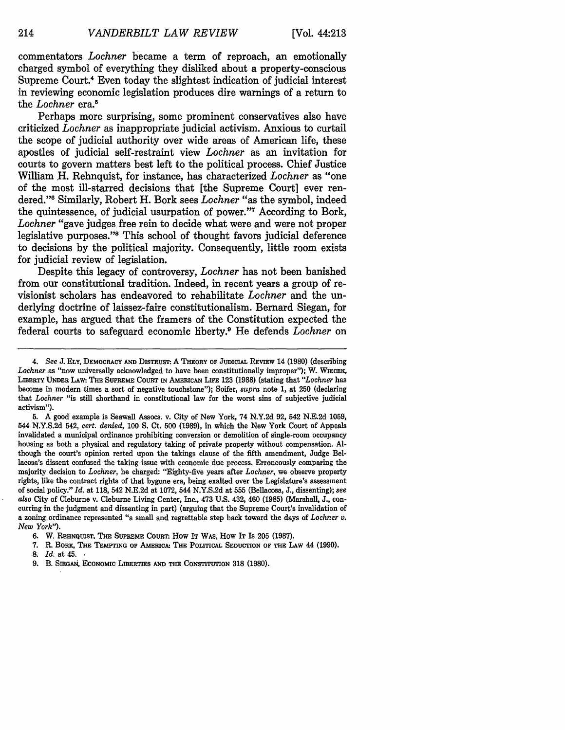commentators *Lochner* became a term of reproach, an emotionally charged symbol of everything they disliked about a property-conscious Supreme Court.[4] Even today the slightest indication of judicial interest in reviewing economic legislation produces dire warnings of a return to the *Lochner* era.[5]

Perhaps more surprising, some prominent conservatives also have criticized *Lochner* as inappropriate judicial activism. Anxious to curtail the scope of judicial authority over wide areas of American life, these apostles of judicial self-restraint view *Lochner* as an invitation for courts to govern matters best left to the political process. Chief Justice William H. Rehnquist, for instance, has characterized *Lochner* as "one of the most ill-starred decisions that [the Supreme Court] ever rendered."[6] Similarly, Robert H. Bork sees *Lochner* "as the symbol, indeed the quintessence, of judicial usurpation of power."[7] According to Bork, *Lochner* "gave judges free rein to decide what were and were not proper legislative purposes."[8] This school of thought favors judicial deference to decisions by the political majority. Consequently, little room exists for judicial review of legislation.

Despite this legacy of controversy, *Lochner* has not been banished from our constitutional tradition. Indeed, in recent years a group of revisionist scholars has endeavored to rehabilitate *Lochner* and the underlying doctrine of laissez-faire constitutionalism. Bernard Siegan, for example, has argued that the framers of the Constitution expected the federal courts to safeguard economic liberty.[9] He defends *Lochner* on

---

4. *See* J. ELY, DEMOCRACY AND DISTRUST: A THEORY OF JUDICIAL REVIEW 14 (1980) (describing *Lochner* as "now universally acknowledged to have been constitutionally improper"); W. WIECEK, LIBERTY UNDER LAW: THE SUPREME COURT IN AMERICAN LIFE 123 (1988) (stating that "*Lochner* has become in modern times a sort of negative touchstone"); Soifer, *supra* note 1, at 250 (declaring that *Lochner* "is still shorthand in constitutional law for the worst sins of subjective judicial activism").

5. A good example is Seawall Assocs. v. City of New York, 74 N.Y.2d 92, 542 N.E.2d 1059, 544 N.Y.S.2d 542, *cert. denied*, 100 S. Ct. 500 (1989), in which the New York Court of Appeals invalidated a municipal ordinance prohibiting conversion or demolition of single-room occupancy housing as both a physical and regulatory taking of private property without compensation. Although the court's opinion rested upon the takings clause of the fifth amendment, Judge Bellacosa's dissent confused the taking issue with economic due process. Erroneously comparing the majority decision to *Lochner*, he charged: "Eighty-five years after *Lochner*, we observe property rights, like the contract rights of that bygone era, being exalted over the Legislature's assessment of social policy." *Id.* at 118, 542 N.E.2d at 1072, 544 N.Y.S.2d at 555 (Bellacosa, J., dissenting); *see also* City of Cleburne v. Cleburne Living Center, Inc., 473 U.S. 432, 460 (1985) (Marshall, J., concurring in the judgment and dissenting in part) (arguing that the Supreme Court's invalidation of a zoning ordinance represented "a small and regrettable step back toward the days of *Lochner v. New York*").

6. W. REHNQUIST, THE SUPREME COURT: HOW IT WAS, HOW IT IS 205 (1987).

7. R. BORK, THE TEMPTING OF AMERICA: THE POLITICAL SEDUCTION OF THE LAW 44 (1990).

8. *Id.* at 45.

9. B. SIEGAN, ECONOMIC LIBERTIES AND THE CONSTITUTION 318 (1980).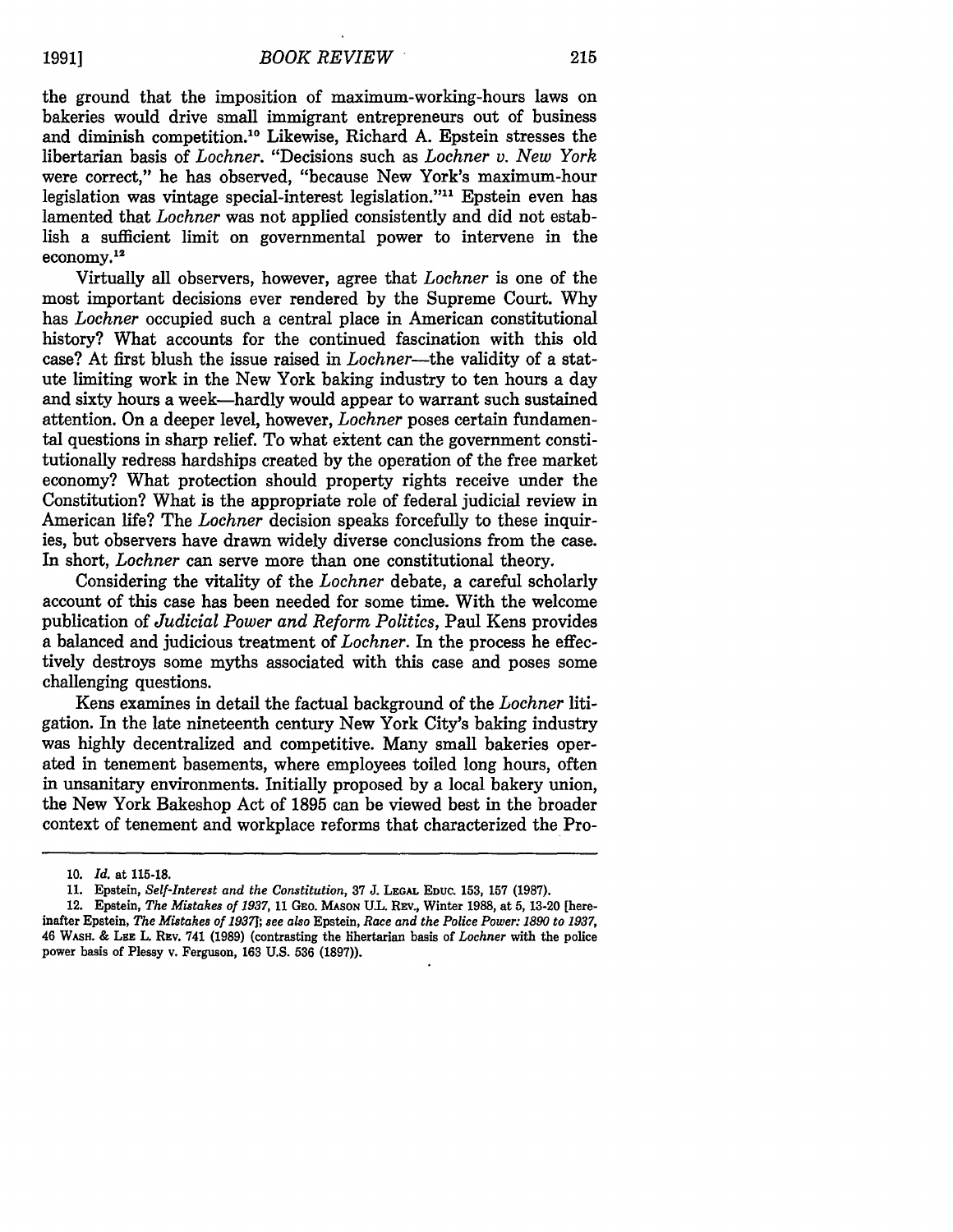the ground that the imposition of maximum-working-hours laws on bakeries would drive small immigrant entrepreneurs out of business and diminish competition.[10] Likewise, Richard A. Epstein stresses the libertarian basis of *Lochner*. "Decisions such as *Lochner v. New York* were correct," he has observed, "because New York's maximum-hour legislation was vintage special-interest legislation."[11] Epstein even has lamented that *Lochner* was not applied consistently and did not establish a sufficient limit on governmental power to intervene in the economy.[12]

Virtually all observers, however, agree that *Lochner* is one of the most important decisions ever rendered by the Supreme Court. Why has *Lochner* occupied such a central place in American constitutional history? What accounts for the continued fascination with this old case? At first blush the issue raised in *Lochner*—the validity of a statute limiting work in the New York baking industry to ten hours a day and sixty hours a week—hardly would appear to warrant such sustained attention. On a deeper level, however, *Lochner* poses certain fundamental questions in sharp relief. To what extent can the government constitutionally redress hardships created by the operation of the free market economy? What protection should property rights receive under the Constitution? What is the appropriate role of federal judicial review in American life? The *Lochner* decision speaks forcefully to these inquiries, but observers have drawn widely diverse conclusions from the case. In short, *Lochner* can serve more than one constitutional theory.

Considering the vitality of the *Lochner* debate, a careful scholarly account of this case has been needed for some time. With the welcome publication of *Judicial Power and Reform Politics*, Paul Kens provides a balanced and judicious treatment of *Lochner*. In the process he effectively destroys some myths associated with this case and poses some challenging questions.

Kens examines in detail the factual background of the *Lochner* litigation. In the late nineteenth century New York City's baking industry was highly decentralized and competitive. Many small bakeries operated in tenement basements, where employees toiled long hours, often in unsanitary environments. Initially proposed by a local bakery union, the New York Bakeshop Act of 1895 can be viewed best in the broader context of tenement and workplace reforms that characterized the Pro-

---

10. *Id.* at 115-18.

11. Epstein, *Self-Interest and the Constitution*, 37 J. LEGAL EDUC. 153, 157 (1987).

12. Epstein, *The Mistakes of 1937*, 11 GEO. MASON U.L. REV., Winter 1988, at 5, 13-20 [hereinafter Epstein, *The Mistakes of 1937*]; *see also* Epstein, *Race and the Police Power: 1890 to 1937*, 46 WASH. & LEE L. REV. 741 (1989) (contrasting the libertarian basis of *Lochner* with the police power basis of Plessy v. Ferguson, 163 U.S. 536 (1897)).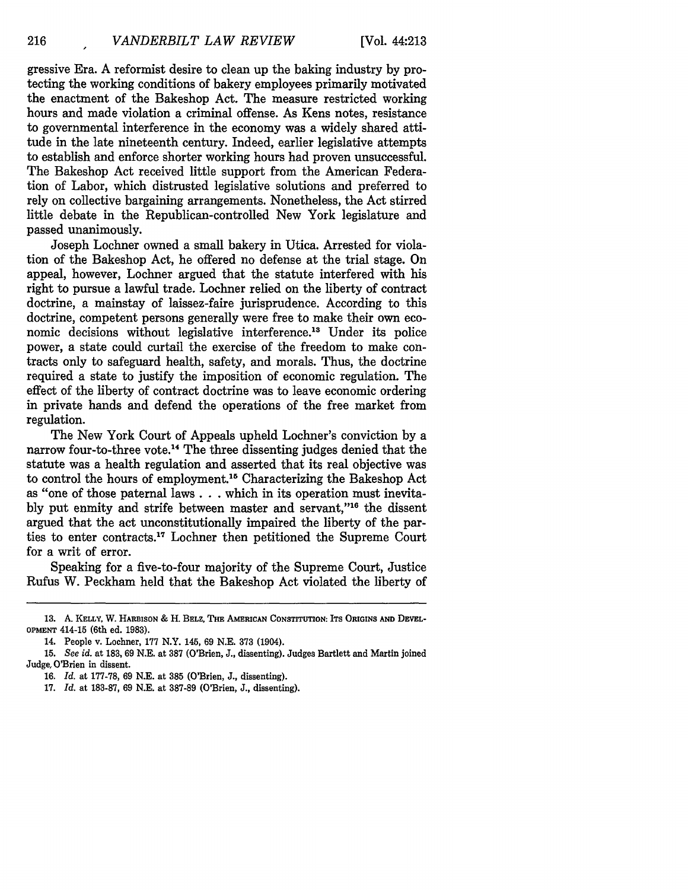gressive Era. A reformist desire to clean up the baking industry by protecting the working conditions of bakery employees primarily motivated the enactment of the Bakeshop Act. The measure restricted working hours and made violation a criminal offense. As Kens notes, resistance to governmental interference in the economy was a widely shared attitude in the late nineteenth century. Indeed, earlier legislative attempts to establish and enforce shorter working hours had proven unsuccessful. The Bakeshop Act received little support from the American Federation of Labor, which distrusted legislative solutions and preferred to rely on collective bargaining arrangements. Nonetheless, the Act stirred little debate in the Republican-controlled New York legislature and passed unanimously.

Joseph Lochner owned a small bakery in Utica. Arrested for violation of the Bakeshop Act, he offered no defense at the trial stage. On appeal, however, Lochner argued that the statute interfered with his right to pursue a lawful trade. Lochner relied on the liberty of contract doctrine, a mainstay of laissez-faire jurisprudence. According to this doctrine, competent persons generally were free to make their own economic decisions without legislative interference.[13] Under its police power, a state could curtail the exercise of the freedom to make contracts only to safeguard health, safety, and morals. Thus, the doctrine required a state to justify the imposition of economic regulation. The effect of the liberty of contract doctrine was to leave economic ordering in private hands and defend the operations of the free market from regulation.

The New York Court of Appeals upheld Lochner's conviction by a narrow four-to-three vote.[14] The three dissenting judges denied that the statute was a health regulation and asserted that its real objective was to control the hours of employment.[15] Characterizing the Bakeshop Act as "one of those paternal laws . . . which in its operation must inevitably put enmity and strife between master and servant,"[16] the dissent argued that the act unconstitutionally impaired the liberty of the parties to enter contracts.[17] Lochner then petitioned the Supreme Court for a writ of error.

Speaking for a five-to-four majority of the Supreme Court, Justice Rufus W. Peckham held that the Bakeshop Act violated the liberty of

---

13. A. Kelly, W. Harbison & H. Belz, The American Constitution: Its Origins and Development 414-15 (6th ed. 1983).

14. People v. Lochner, 177 N.Y. 145, 69 N.E. 373 (1904).

15. *See id.* at 183, 69 N.E. at 387 (O'Brien, J., dissenting). Judges Bartlett and Martin joined Judge O'Brien in dissent.

16. *Id.* at 177-78, 69 N.E. at 385 (O'Brien, J., dissenting).

17. *Id.* at 183-87, 69 N.E. at 387-89 (O'Brien, J., dissenting).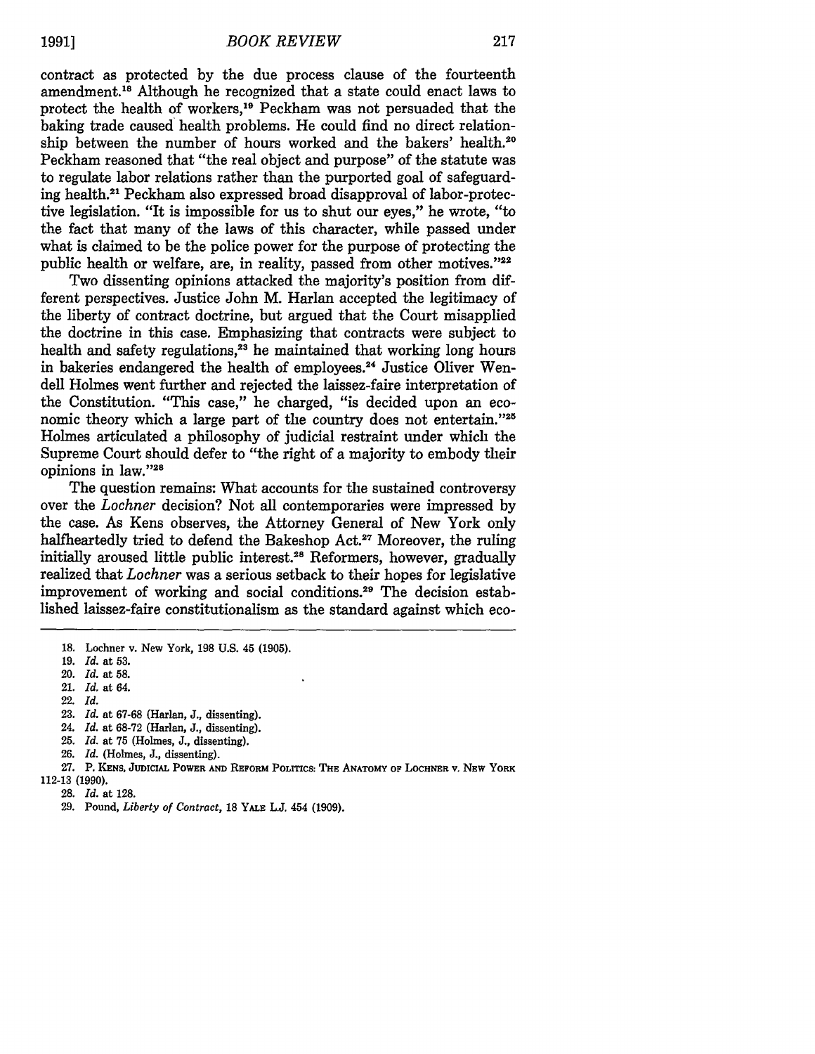contract as protected by the due process clause of the fourteenth amendment.[18] Although he recognized that a state could enact laws to protect the health of workers,[19] Peckham was not persuaded that the baking trade caused health problems. He could find no direct relationship between the number of hours worked and the bakers' health.[20] Peckham reasoned that "the real object and purpose" of the statute was to regulate labor relations rather than the purported goal of safeguarding health.[21] Peckham also expressed broad disapproval of labor-protective legislation. "It is impossible for us to shut our eyes," he wrote, "to the fact that many of the laws of this character, while passed under what is claimed to be the police power for the purpose of protecting the public health or welfare, are, in reality, passed from other motives."[22]

Two dissenting opinions attacked the majority's position from different perspectives. Justice John M. Harlan accepted the legitimacy of the liberty of contract doctrine, but argued that the Court misapplied the doctrine in this case. Emphasizing that contracts were subject to health and safety regulations,[23] he maintained that working long hours in bakeries endangered the health of employees.[24] Justice Oliver Wendell Holmes went further and rejected the laissez-faire interpretation of the Constitution. "This case," he charged, "is decided upon an economic theory which a large part of the country does not entertain."[25] Holmes articulated a philosophy of judicial restraint under which the Supreme Court should defer to "the right of a majority to embody their opinions in law."[26]

The question remains: What accounts for the sustained controversy over the *Lochner* decision? Not all contemporaries were impressed by the case. As Kens observes, the Attorney General of New York only halfheartedly tried to defend the Bakeshop Act.[27] Moreover, the ruling initially aroused little public interest.[28] Reformers, however, gradually realized that *Lochner* was a serious setback to their hopes for legislative improvement of working and social conditions.[29] The decision established laissez-faire constitutionalism as the standard against which eco-

---

18. Lochner v. New York, 198 U.S. 45 (1905).
19. *Id.* at 53.
20. *Id.* at 58.
21. *Id.* at 64.
22. *Id.*
23. *Id.* at 67-68 (Harlan, J., dissenting).
24. *Id.* at 68-72 (Harlan, J., dissenting).
25. *Id.* at 75 (Holmes, J., dissenting).
26. *Id.* (Holmes, J., dissenting).
27. P. Kens, Judicial Power and Reform Politics: The Anatomy of Lochner v. New York 112-13 (1990).
28. *Id.* at 128.
29. Pound, *Liberty of Contract*, 18 Yale L.J. 454 (1909).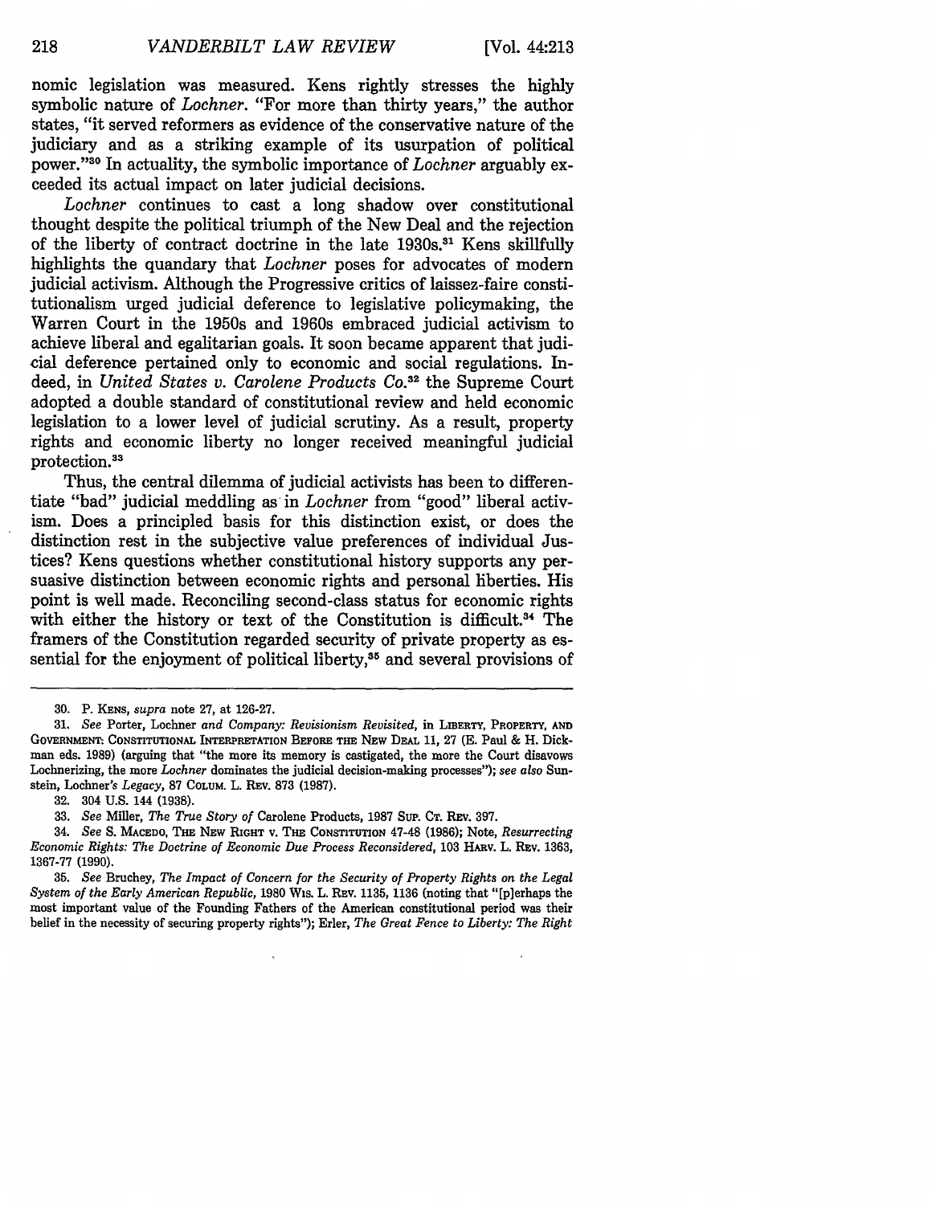nomic legislation was measured. Kens rightly stresses the highly symbolic nature of *Lochner*. "For more than thirty years," the author states, "it served reformers as evidence of the conservative nature of the judiciary and as a striking example of its usurpation of political power."[30] In actuality, the symbolic importance of *Lochner* arguably exceeded its actual impact on later judicial decisions.

*Lochner* continues to cast a long shadow over constitutional thought despite the political triumph of the New Deal and the rejection of the liberty of contract doctrine in the late 1930s.[31] Kens skillfully highlights the quandary that *Lochner* poses for advocates of modern judicial activism. Although the Progressive critics of laissez-faire constitutionalism urged judicial deference to legislative policymaking, the Warren Court in the 1950s and 1960s embraced judicial activism to achieve liberal and egalitarian goals. It soon became apparent that judicial deference pertained only to economic and social regulations. Indeed, in *United States v. Carolene Products Co.*[32] the Supreme Court adopted a double standard of constitutional review and held economic legislation to a lower level of judicial scrutiny. As a result, property rights and economic liberty no longer received meaningful judicial protection.[33]

Thus, the central dilemma of judicial activists has been to differentiate "bad" judicial meddling as in *Lochner* from "good" liberal activism. Does a principled basis for this distinction exist, or does the distinction rest in the subjective value preferences of individual Justices? Kens questions whether constitutional history supports any persuasive distinction between economic rights and personal liberties. His point is well made. Reconciling second-class status for economic rights with either the history or text of the Constitution is difficult.[34] The framers of the Constitution regarded security of private property as essential for the enjoyment of political liberty,[35] and several provisions of

---

30. P. KENS, *supra* note 27, at 126-27.

31. *See* Porter, Lochner *and Company: Revisionism Revisited*, in LIBERTY, PROPERTY, AND GOVERNMENT: CONSTITUTIONAL INTERPRETATION BEFORE THE NEW DEAL 11, 27 (E. Paul & H. Dickman eds. 1989) (arguing that "the more its memory is castigated, the more the Court disavows Lochnerizing, the more *Lochner* dominates the judicial decision-making processes"); *see also* Sunstein, Lochner's *Legacy*, 87 COLUM. L. REV. 873 (1987).

32. 304 U.S. 144 (1938).

33. *See* Miller, *The True Story of* Carolene Products, 1987 SUP. CT. REV. 397.

34. *See* S. MACEDO, THE NEW RIGHT V. THE CONSTITUTION 47-48 (1986); Note, *Resurrecting Economic Rights: The Doctrine of Economic Due Process Reconsidered*, 103 HARV. L. REV. 1363, 1367-77 (1990).

35. *See* Bruchey, *The Impact of Concern for the Security of Property Rights on the Legal System of the Early American Republic*, 1980 WIS. L. REV. 1135, 1136 (noting that "[p]erhaps the most important value of the Founding Fathers of the American constitutional period was their belief in the necessity of securing property rights"); Erler, *The Great Fence to Liberty: The Right*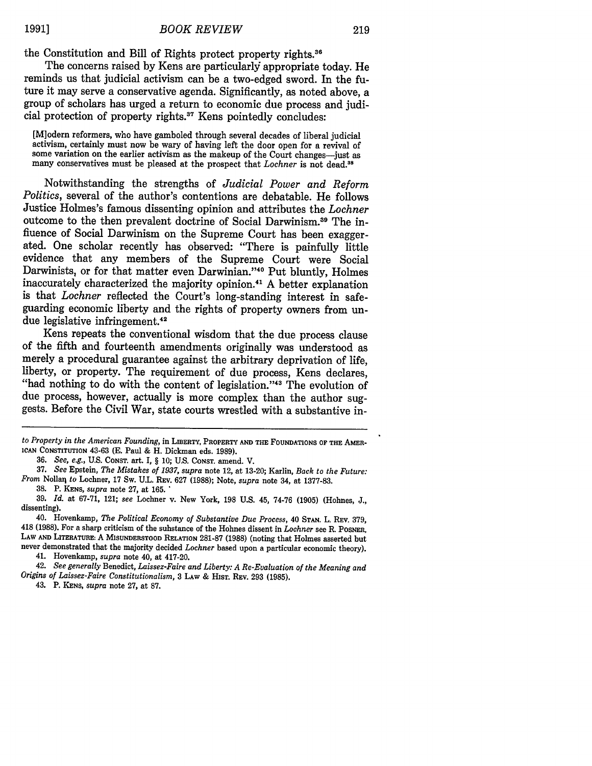the Constitution and Bill of Rights protect property rights.[36]

The concerns raised by Kens are particularly appropriate today. He reminds us that judicial activism can be a two-edged sword. In the future it may serve a conservative agenda. Significantly, as noted above, a group of scholars has urged a return to economic due process and judicial protection of property rights.[37] Kens pointedly concludes:

> [M]odern reformers, who have gamboled through several decades of liberal judicial activism, certainly must now be wary of having left the door open for a revival of some variation on the earlier activism as the makeup of the Court changes—just as many conservatives must be pleased at the prospect that *Lochner* is not dead.[38]

Notwithstanding the strengths of *Judicial Power and Reform Politics*, several of the author's contentions are debatable. He follows Justice Holmes's famous dissenting opinion and attributes the *Lochner* outcome to the then prevalent doctrine of Social Darwinism.[39] The influence of Social Darwinism on the Supreme Court has been exaggerated. One scholar recently has observed: "There is painfully little evidence that any members of the Supreme Court were Social Darwinists, or for that matter even Darwinian."[40] Put bluntly, Holmes inaccurately characterized the majority opinion.[41] A better explanation is that *Lochner* reflected the Court's long-standing interest in safeguarding economic liberty and the rights of property owners from undue legislative infringement.[42]

Kens repeats the conventional wisdom that the due process clause of the fifth and fourteenth amendments originally was understood as merely a procedural guarantee against the arbitrary deprivation of life, liberty, or property. The requirement of due process, Kens declares, "had nothing to do with the content of legislation."[43] The evolution of due process, however, actually is more complex than the author suggests. Before the Civil War, state courts wrestled with a substantive in-

---

*to Property in the American Founding*, in LIBERTY, PROPERTY AND THE FOUNDATIONS OF THE AMERICAN CONSTITUTION 43-63 (E. Paul & H. Dickman eds. 1989).

36. *See, e.g.*, U.S. CONST. art. I, § 10; U.S. CONST. amend. V.

37. *See* Epstein, *The Mistakes of 1937*, *supra* note 12, at 13-20; Karlin, *Back to the Future: From* Nollan *to* Lochner, 17 Sw. U.L. REV. 627 (1988); Note, *supra* note 34, at 1377-83.

38. P. KENS, *supra* note 27, at 165.

39. *Id.* at 67-71, 121; *see* Lochner v. New York, 198 U.S. 45, 74-76 (1905) (Holmes, J., dissenting).

40. Hovenkamp, *The Political Economy of Substantive Due Process*, 40 STAN. L. REV. 379, 418 (1988). For a sharp criticism of the substance of the Holmes dissent in *Lochner* see R. POSNER, LAW AND LITERATURE: A MISUNDERSTOOD RELATION 281-87 (1988) (noting that Holmes asserted but never demonstrated that the majority decided *Lochner* based upon a particular economic theory).

41. Hovenkamp, *supra* note 40, at 417-20.

42. *See generally* Benedict, *Laissez-Faire and Liberty: A Re-Evaluation of the Meaning and Origins of Laissez-Faire Constitutionalism*, 3 LAW & HIST. REV. 293 (1985).

43. P. KENS, *supra* note 27, at 87.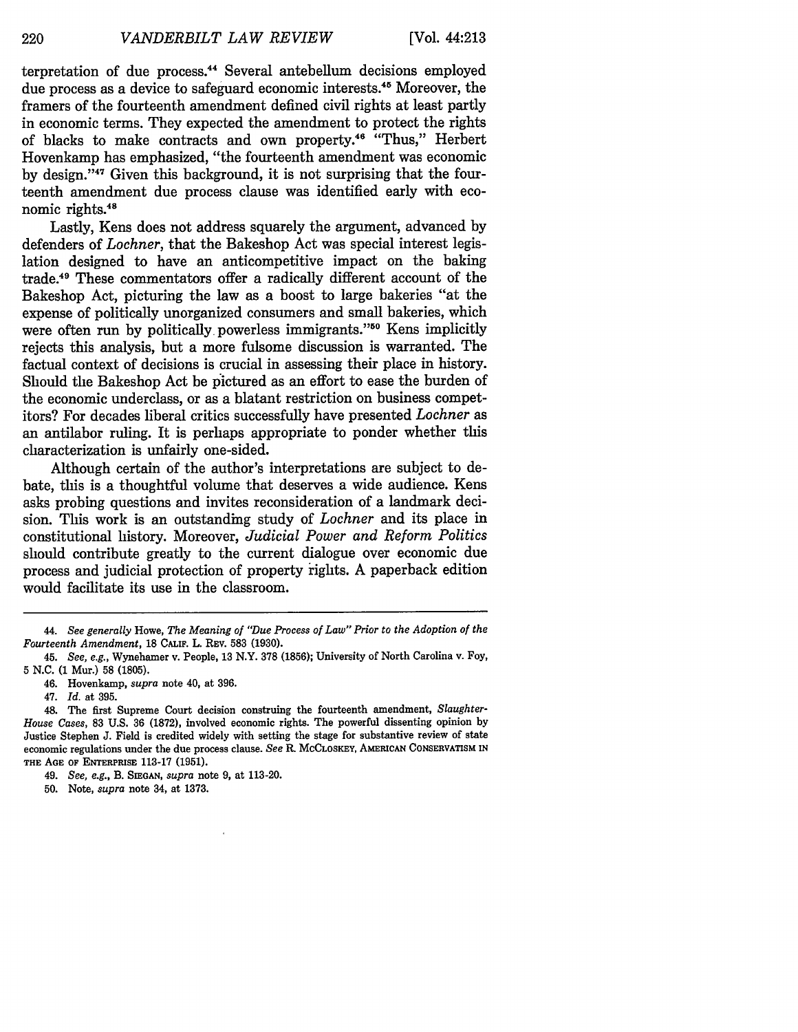terpretation of due process.[44] Several antebellum decisions employed due process as a device to safeguard economic interests.[45] Moreover, the framers of the fourteenth amendment defined civil rights at least partly in economic terms. They expected the amendment to protect the rights of blacks to make contracts and own property.[46] "Thus," Herbert Hovenkamp has emphasized, "the fourteenth amendment was economic by design."[47] Given this background, it is not surprising that the fourteenth amendment due process clause was identified early with economic rights.[48]

Lastly, Kens does not address squarely the argument, advanced by defenders of *Lochner*, that the Bakeshop Act was special interest legislation designed to have an anticompetitive impact on the baking trade.[49] These commentators offer a radically different account of the Bakeshop Act, picturing the law as a boost to large bakeries "at the expense of politically unorganized consumers and small bakeries, which were often run by politically powerless immigrants."[50] Kens implicitly rejects this analysis, but a more fulsome discussion is warranted. The factual context of decisions is crucial in assessing their place in history. Should the Bakeshop Act be pictured as an effort to ease the burden of the economic underclass, or as a blatant restriction on business competitors? For decades liberal critics successfully have presented *Lochner* as an antilabor ruling. It is perhaps appropriate to ponder whether this characterization is unfairly one-sided.

Although certain of the author's interpretations are subject to debate, this is a thoughtful volume that deserves a wide audience. Kens asks probing questions and invites reconsideration of a landmark decision. This work is an outstanding study of *Lochner* and its place in constitutional history. Moreover, *Judicial Power and Reform Politics* should contribute greatly to the current dialogue over economic due process and judicial protection of property rights. A paperback edition would facilitate its use in the classroom.

---

44. *See generally* Howe, *The Meaning of "Due Process of Law" Prior to the Adoption of the Fourteenth Amendment*, 18 CALIF. L. REV. 583 (1930).

45. *See, e.g.*, Wynehamer v. People, 13 N.Y. 378 (1856); University of North Carolina v. Foy, 5 N.C. (1 Mur.) 58 (1805).

46. Hovenkamp, *supra* note 40, at 396.

47. *Id.* at 395.

48. The first Supreme Court decision construing the fourteenth amendment, *Slaughter-House Cases*, 83 U.S. 36 (1872), involved economic rights. The powerful dissenting opinion by Justice Stephen J. Field is credited widely with setting the stage for substantive review of state economic regulations under the due process clause. *See* R. MCCLOSKEY, AMERICAN CONSERVATISM IN THE AGE OF ENTERPRISE 113-17 (1951).

49. *See, e.g.*, B. SIEGAN, *supra* note 9, at 113-20.

50. Note, *supra* note 34, at 1373.